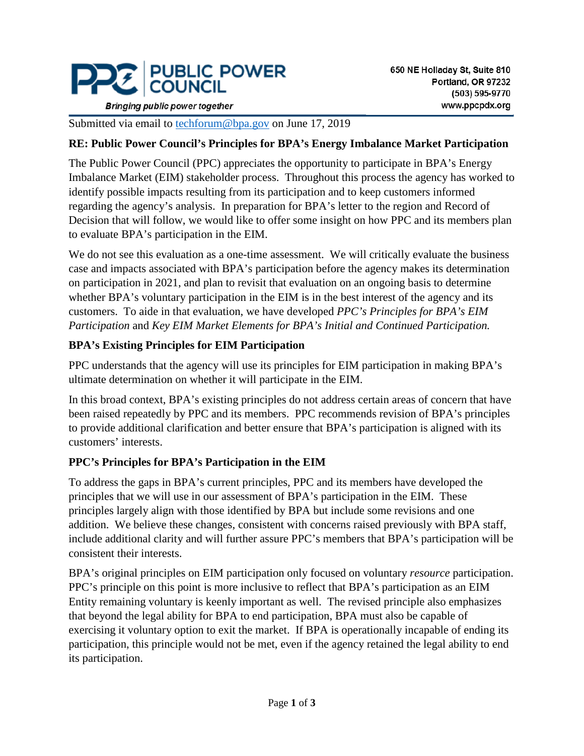**PUBLIC POWER COUNCIL**

*Bringing public power together*

650 NE Holladay St, Suite 810
Portland, OR 97232
(503) 595-9770
www.ppcpdx.org

Submitted via email to techforum@bpa.gov on June 17, 2019

**RE: Public Power Council's Principles for BPA's Energy Imbalance Market Participation**

The Public Power Council (PPC) appreciates the opportunity to participate in BPA's Energy Imbalance Market (EIM) stakeholder process. Throughout this process the agency has worked to identify possible impacts resulting from its participation and to keep customers informed regarding the agency's analysis. In preparation for BPA's letter to the region and Record of Decision that will follow, we would like to offer some insight on how PPC and its members plan to evaluate BPA's participation in the EIM.

We do not see this evaluation as a one-time assessment. We will critically evaluate the business case and impacts associated with BPA's participation before the agency makes its determination on participation in 2021, and plan to revisit that evaluation on an ongoing basis to determine whether BPA's voluntary participation in the EIM is in the best interest of the agency and its customers. To aide in that evaluation, we have developed *PPC's Principles for BPA's EIM Participation* and *Key EIM Market Elements for BPA's Initial and Continued Participation.*

**BPA's Existing Principles for EIM Participation**

PPC understands that the agency will use its principles for EIM participation in making BPA's ultimate determination on whether it will participate in the EIM.

In this broad context, BPA's existing principles do not address certain areas of concern that have been raised repeatedly by PPC and its members. PPC recommends revision of BPA's principles to provide additional clarification and better ensure that BPA's participation is aligned with its customers' interests.

**PPC's Principles for BPA's Participation in the EIM**

To address the gaps in BPA's current principles, PPC and its members have developed the principles that we will use in our assessment of BPA's participation in the EIM. These principles largely align with those identified by BPA but include some revisions and one addition. We believe these changes, consistent with concerns raised previously with BPA staff, include additional clarity and will further assure PPC's members that BPA's participation will be consistent their interests.

BPA's original principles on EIM participation only focused on voluntary *resource* participation. PPC's principle on this point is more inclusive to reflect that BPA's participation as an EIM Entity remaining voluntary is keenly important as well. The revised principle also emphasizes that beyond the legal ability for BPA to end participation, BPA must also be capable of exercising it voluntary option to exit the market. If BPA is operationally incapable of ending its participation, this principle would not be met, even if the agency retained the legal ability to end its participation.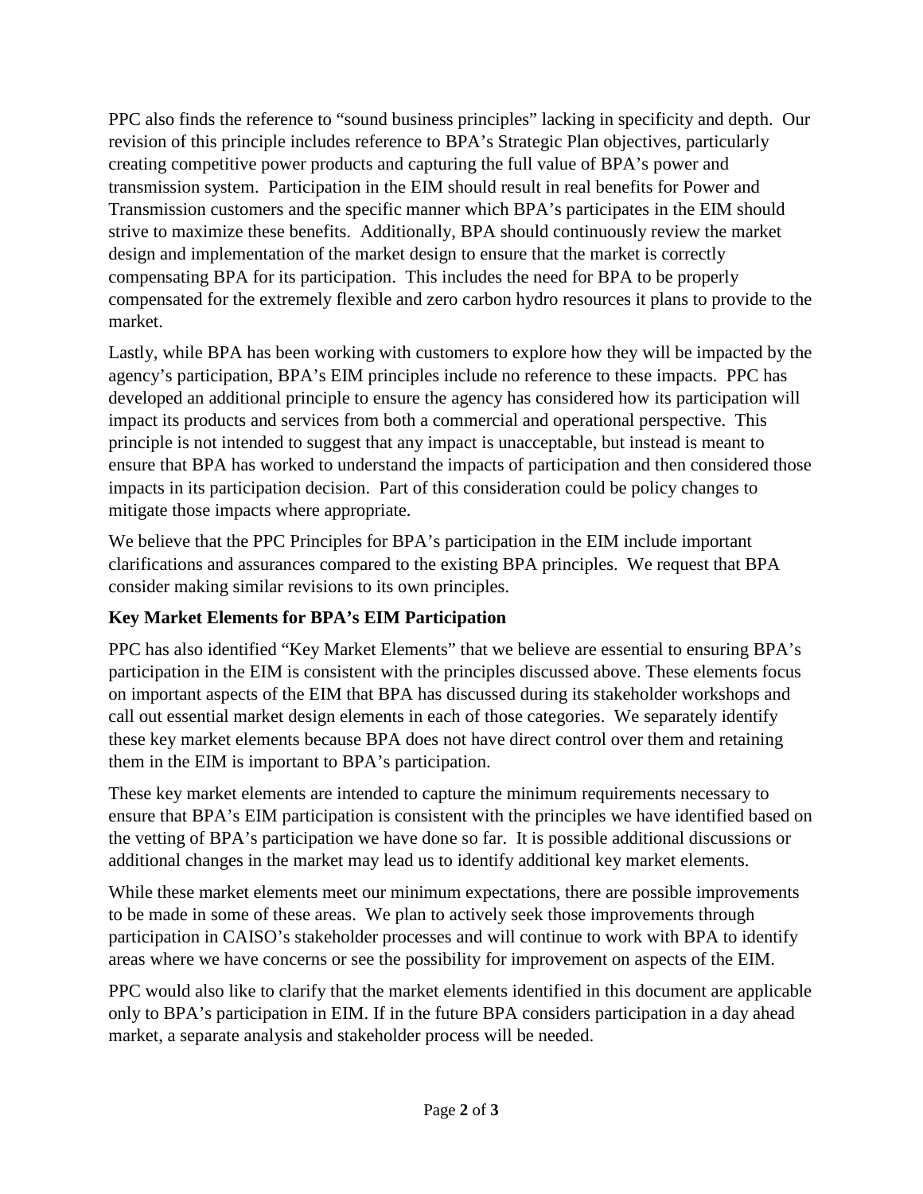PPC also finds the reference to "sound business principles" lacking in specificity and depth. Our revision of this principle includes reference to BPA's Strategic Plan objectives, particularly creating competitive power products and capturing the full value of BPA's power and transmission system. Participation in the EIM should result in real benefits for Power and Transmission customers and the specific manner which BPA's participates in the EIM should strive to maximize these benefits. Additionally, BPA should continuously review the market design and implementation of the market design to ensure that the market is correctly compensating BPA for its participation. This includes the need for BPA to be properly compensated for the extremely flexible and zero carbon hydro resources it plans to provide to the market.

Lastly, while BPA has been working with customers to explore how they will be impacted by the agency's participation, BPA's EIM principles include no reference to these impacts. PPC has developed an additional principle to ensure the agency has considered how its participation will impact its products and services from both a commercial and operational perspective. This principle is not intended to suggest that any impact is unacceptable, but instead is meant to ensure that BPA has worked to understand the impacts of participation and then considered those impacts in its participation decision. Part of this consideration could be policy changes to mitigate those impacts where appropriate.

We believe that the PPC Principles for BPA's participation in the EIM include important clarifications and assurances compared to the existing BPA principles. We request that BPA consider making similar revisions to its own principles.

**Key Market Elements for BPA's EIM Participation**

PPC has also identified "Key Market Elements" that we believe are essential to ensuring BPA's participation in the EIM is consistent with the principles discussed above. These elements focus on important aspects of the EIM that BPA has discussed during its stakeholder workshops and call out essential market design elements in each of those categories. We separately identify these key market elements because BPA does not have direct control over them and retaining them in the EIM is important to BPA's participation.

These key market elements are intended to capture the minimum requirements necessary to ensure that BPA's EIM participation is consistent with the principles we have identified based on the vetting of BPA's participation we have done so far. It is possible additional discussions or additional changes in the market may lead us to identify additional key market elements.

While these market elements meet our minimum expectations, there are possible improvements to be made in some of these areas. We plan to actively seek those improvements through participation in CAISO's stakeholder processes and will continue to work with BPA to identify areas where we have concerns or see the possibility for improvement on aspects of the EIM.

PPC would also like to clarify that the market elements identified in this document are applicable only to BPA's participation in EIM. If in the future BPA considers participation in a day ahead market, a separate analysis and stakeholder process will be needed.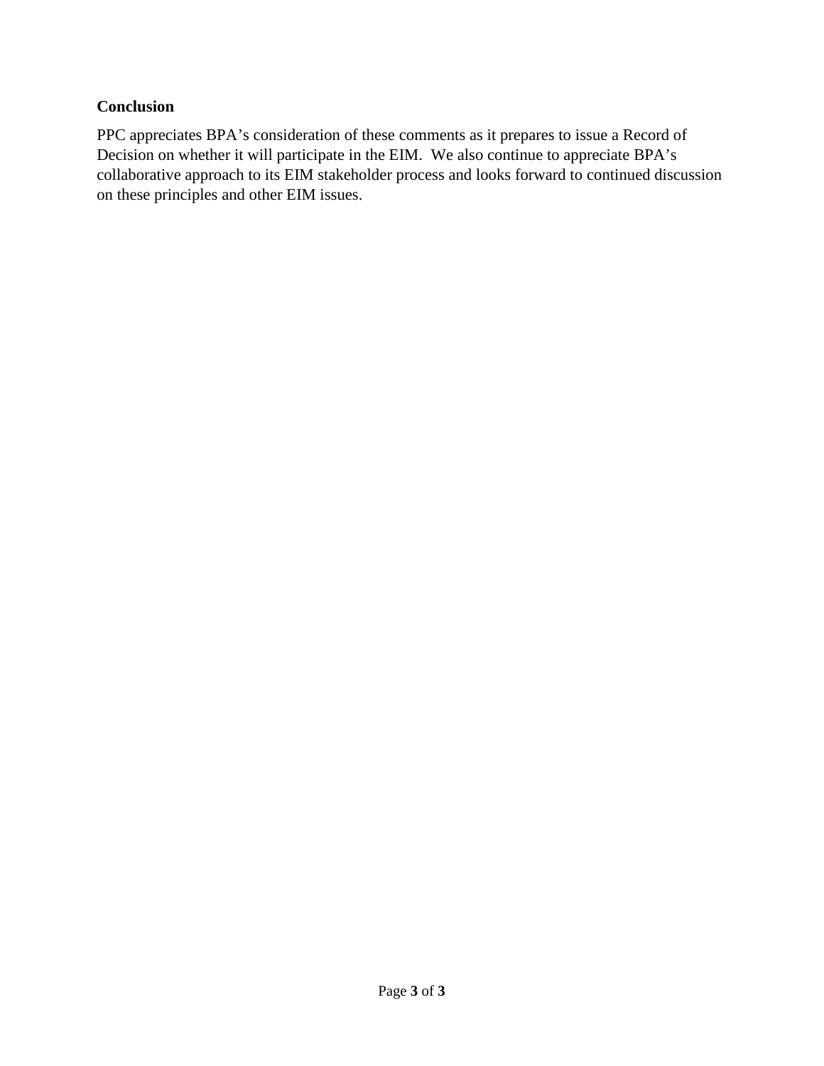**Conclusion**

PPC appreciates BPA's consideration of these comments as it prepares to issue a Record of Decision on whether it will participate in the EIM. We also continue to appreciate BPA's collaborative approach to its EIM stakeholder process and looks forward to continued discussion on these principles and other EIM issues.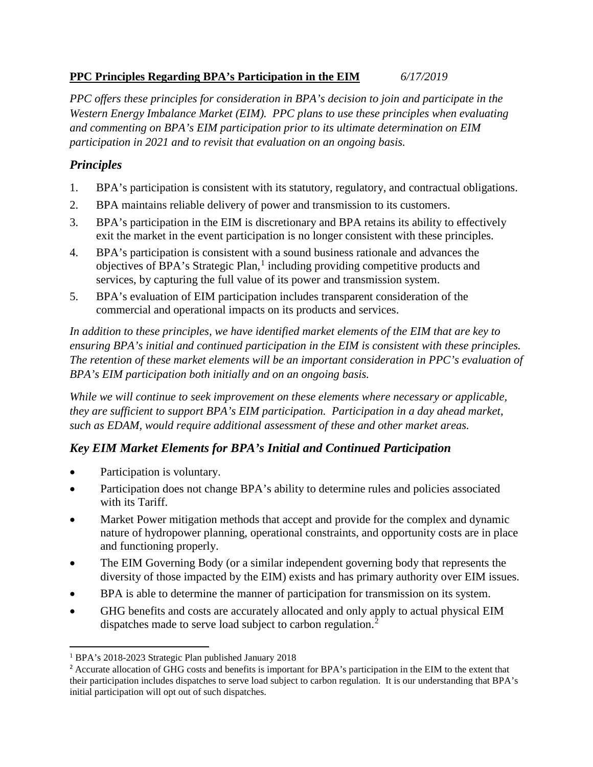**PPC Principles Regarding BPA's Participation in the EIM** *6/17/2019*

*PPC offers these principles for consideration in BPA's decision to join and participate in the Western Energy Imbalance Market (EIM). PPC plans to use these principles when evaluating and commenting on BPA's EIM participation prior to its ultimate determination on EIM participation in 2021 and to revisit that evaluation on an ongoing basis.*

## *Principles*

1. BPA's participation is consistent with its statutory, regulatory, and contractual obligations.
2. BPA maintains reliable delivery of power and transmission to its customers.
3. BPA's participation in the EIM is discretionary and BPA retains its ability to effectively exit the market in the event participation is no longer consistent with these principles.
4. BPA's participation is consistent with a sound business rationale and advances the objectives of BPA's Strategic Plan,[1] including providing competitive products and services, by capturing the full value of its power and transmission system.
5. BPA's evaluation of EIM participation includes transparent consideration of the commercial and operational impacts on its products and services.

*In addition to these principles, we have identified market elements of the EIM that are key to ensuring BPA's initial and continued participation in the EIM is consistent with these principles. The retention of these market elements will be an important consideration in PPC's evaluation of BPA's EIM participation both initially and on an ongoing basis.*

*While we will continue to seek improvement on these elements where necessary or applicable, they are sufficient to support BPA's EIM participation. Participation in a day ahead market, such as EDAM, would require additional assessment of these and other market areas.*

## *Key EIM Market Elements for BPA's Initial and Continued Participation*

- Participation is voluntary.
- Participation does not change BPA's ability to determine rules and policies associated with its Tariff.
- Market Power mitigation methods that accept and provide for the complex and dynamic nature of hydropower planning, operational constraints, and opportunity costs are in place and functioning properly.
- The EIM Governing Body (or a similar independent governing body that represents the diversity of those impacted by the EIM) exists and has primary authority over EIM issues.
- BPA is able to determine the manner of participation for transmission on its system.
- GHG benefits and costs are accurately allocated and only apply to actual physical EIM dispatches made to serve load subject to carbon regulation.[2]

---

[1] BPA's 2018-2023 Strategic Plan published January 2018

[2] Accurate allocation of GHG costs and benefits is important for BPA's participation in the EIM to the extent that their participation includes dispatches to serve load subject to carbon regulation. It is our understanding that BPA's initial participation will opt out of such dispatches.